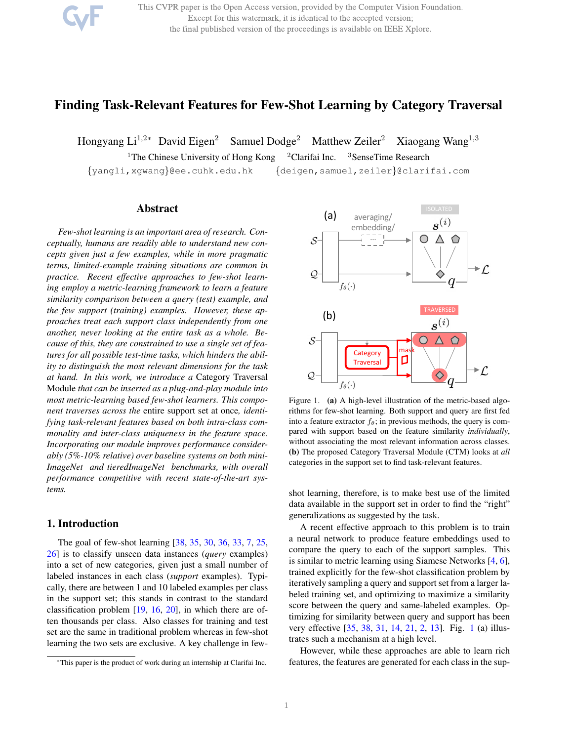# Finding Task-Relevant Features for Few-Shot Learning by Category Traversal

Hongyang Li[1,2*] David Eigen[2] Samuel Dodge[2] Matthew Zeiler[2] Xiaogang Wang[1,3]

[1]The Chinese University of Hong Kong [2]Clarifai Inc. [3]SenseTime Research

{yangli,xgwang}@ee.cuhk.edu.hk {deigen,samuel,zeiler}@clarifai.com

## Abstract

*Few-shot learning is an important area of research. Conceptually, humans are readily able to understand new concepts given just a few examples, while in more pragmatic terms, limited-example training situations are common in practice. Recent effective approaches to few-shot learning employ a metric-learning framework to learn a feature similarity comparison between a query (test) example, and the few support (training) examples. However, these approaches treat each support class independently from one another, never looking at the entire task as a whole. Because of this, they are constrained to use a single set of features for all possible test-time tasks, which hinders the ability to distinguish the most relevant dimensions for the task at hand. In this work, we introduce a* Category Traversal Module *that can be inserted as a plug-and-play module into most metric-learning based few-shot learners. This component traverses across the* entire *support set at once, identifying task-relevant features based on both intra-class commonality and inter-class uniqueness in the feature space. Incorporating our module improves performance considerably (5%-10% relative) over baseline systems on both mini-ImageNet and tieredImageNet benchmarks, with overall performance competitive with recent state-of-the-art systems.*

## 1. Introduction

The goal of few-shot learning [38, 35, 30, 36, 33, 7, 25, 26] is to classify unseen data instances (*query* examples) into a set of new categories, given just a small number of labeled instances in each class (*support* examples). Typically, there are between 1 and 10 labeled examples per class in the support set; this stands in contrast to the standard classification problem [19, 16, 20], in which there are often thousands per class. Also classes for training and test set are the same in traditional problem whereas in few-shot learning the two sets are exclusive. A key challenge in few-shot learning, therefore, is to make best use of the limited data available in the support set in order to find the "right" generalizations as suggested by the task.

Figure 1. **(a)** A high-level illustration of the metric-based algorithms for few-shot learning. Both support and query are first fed into a feature extractor $f_\theta$; in previous methods, the query is compared with support based on the feature similarity *individually*, without associating the most relevant information across classes. **(b)** The proposed Category Traversal Module (CTM) looks at *all* categories in the support set to find task-relevant features.

A recent effective approach to this problem is to train a neural network to produce feature embeddings used to compare the query to each of the support samples. This is similar to metric learning using Siamese Networks [4, 6], trained explicitly for the few-shot classification problem by iteratively sampling a query and support set from a larger labeled training set, and optimizing to maximize a similarity score between the query and same-labeled examples. Optimizing for similarity between query and support has been very effective [35, 38, 31, 14, 21, 2, 13]. Fig. 1 (a) illustrates such a mechanism at a high level.

However, while these approaches are able to learn rich features, the features are generated for each class in the sup-

*This paper is the product of work during an internship at Clarifai Inc.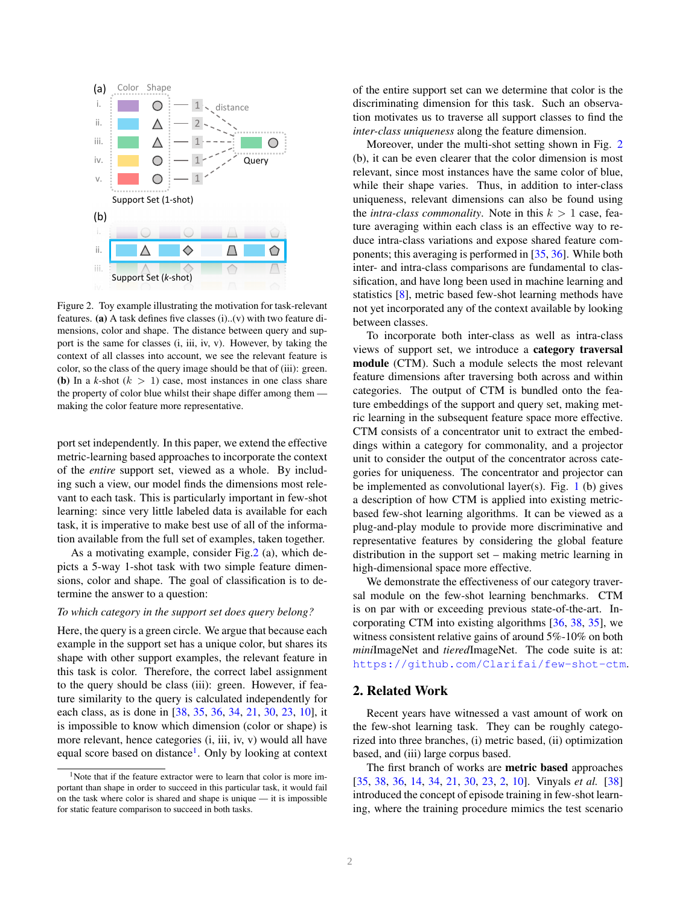Figure 2. Toy example illustrating the motivation for task-relevant features. **(a)** A task defines five classes (i)..(v) with two feature dimensions, color and shape. The distance between query and support is the same for classes (i, iii, iv, v). However, by taking the context of all classes into account, we see the relevant feature is color, so the class of the query image should be that of (iii): green. **(b)** In a $k$-shot ($k > 1$) case, most instances in one class share the property of color blue whilst their shape differ among them — making the color feature more representative.

port set independently. In this paper, we extend the effective metric-learning based approaches to incorporate the context of the *entire* support set, viewed as a whole. By including such a view, our model finds the dimensions most relevant to each task. This is particularly important in few-shot learning: since very little labeled data is available for each task, it is imperative to make best use of all of the information available from the full set of examples, taken together.

As a motivating example, consider Fig.2 (a), which depicts a 5-way 1-shot task with two simple feature dimensions, color and shape. The goal of classification is to determine the answer to a question:

*To which category in the support set does query belong?*

Here, the query is a green circle. We argue that because each example in the support set has a unique color, but shares its shape with other support examples, the relevant feature in this task is color. Therefore, the correct label assignment to the query should be class (iii): green. However, if feature similarity to the query is calculated independently for each class, as is done in [38, 35, 36, 34, 21, 30, 23, 10], it is impossible to know which dimension (color or shape) is more relevant, hence categories (i, iii, iv, v) would all have equal score based on distance[1]. Only by looking at context of the entire support set can we determine that color is the discriminating dimension for this task. Such an observation motivates us to traverse all support classes to find the *inter-class uniqueness* along the feature dimension.

[1] Note that if the feature extractor were to learn that color is more important than shape in order to succeed in this particular task, it would fail on the task where color is shared and shape is unique — it is impossible for static feature comparison to succeed in both tasks.

Moreover, under the multi-shot setting shown in Fig. 2 (b), it can be even clearer that the color dimension is most relevant, since most instances have the same color of blue, while their shape varies. Thus, in addition to inter-class uniqueness, relevant dimensions can also be found using the *intra-class commonality*. Note in this $k > 1$ case, feature averaging within each class is an effective way to reduce intra-class variations and expose shared feature components; this averaging is performed in [35, 36]. While both inter- and intra-class comparisons are fundamental to classification, and have long been used in machine learning and statistics [8], metric based few-shot learning methods have not yet incorporated any of the context available by looking between classes.

To incorporate both inter-class as well as intra-class views of support set, we introduce a **category traversal module** (CTM). Such a module selects the most relevant feature dimensions after traversing both across and within categories. The output of CTM is bundled onto the feature embeddings of the support and query set, making metric learning in the subsequent feature space more effective. CTM consists of a concentrator unit to extract the embeddings within a category for commonality, and a projector unit to consider the output of the concentrator across categories for uniqueness. The concentrator and projector can be implemented as convolutional layer(s). Fig. 1 (b) gives a description of how CTM is applied into existing metric-based few-shot learning algorithms. It can be viewed as a plug-and-play module to provide more discriminative and representative features by considering the global feature distribution in the support set – making metric learning in high-dimensional space more effective.

We demonstrate the effectiveness of our category traversal module on the few-shot learning benchmarks. CTM is on par with or exceeding previous state-of-the-art. Incorporating CTM into existing algorithms [36, 38, 35], we witness consistent relative gains of around 5%-10% on both *mini*ImageNet and *tiered*ImageNet. The code suite is at: https://github.com/Clarifai/few-shot-ctm.

## 2. Related Work

Recent years have witnessed a vast amount of work on the few-shot learning task. They can be roughly categorized into three branches, (i) metric based, (ii) optimization based, and (iii) large corpus based.

The first branch of works are **metric based** approaches [35, 38, 36, 14, 34, 21, 30, 23, 2, 10]. Vinyals *et al.* [38] introduced the concept of episode training in few-shot learning, where the training procedure mimics the test scenario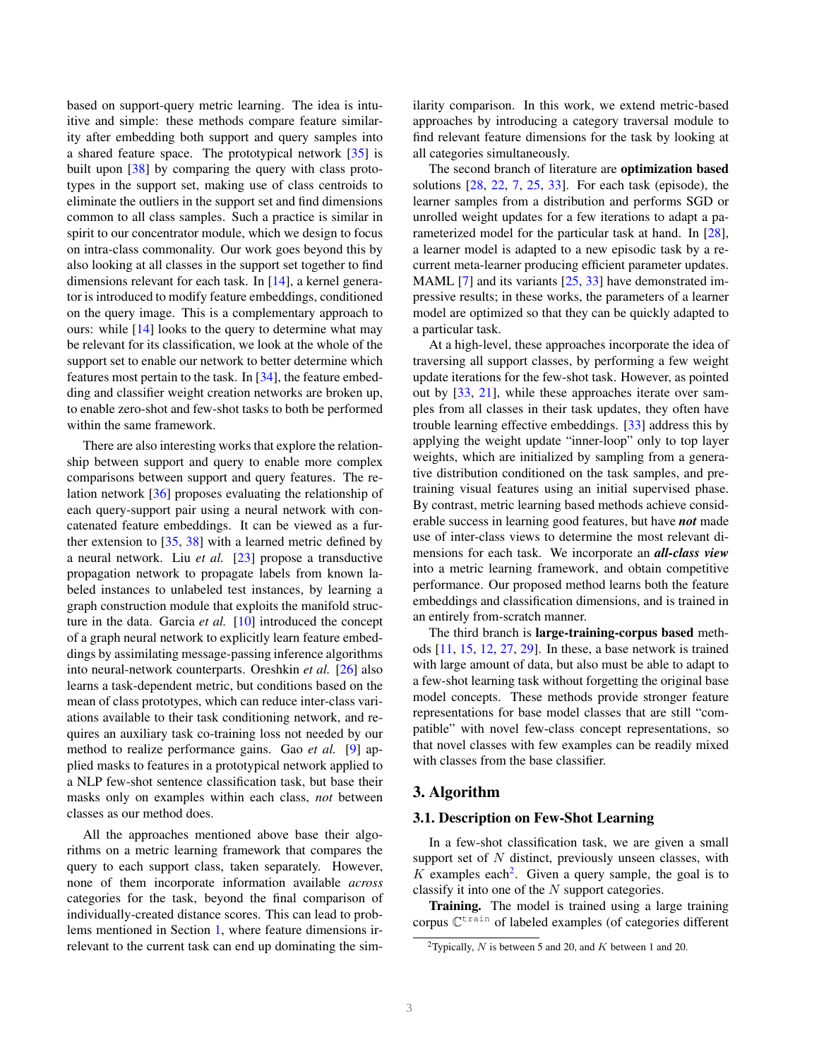based on support-query metric learning. The idea is intuitive and simple: these methods compare feature similarity after embedding both support and query samples into a shared feature space. The prototypical network [35] is built upon [38] by comparing the query with class prototypes in the support set, making use of class centroids to eliminate the outliers in the support set and find dimensions common to all class samples. Such a practice is similar in spirit to our concentrator module, which we design to focus on intra-class commonality. Our work goes beyond this by also looking at all classes in the support set together to find dimensions relevant for each task. In [14], a kernel generator is introduced to modify feature embeddings, conditioned on the query image. This is a complementary approach to ours: while [14] looks to the query to determine what may be relevant for its classification, we look at the whole of the support set to enable our network to better determine which features most pertain to the task. In [34], the feature embedding and classifier weight creation networks are broken up, to enable zero-shot and few-shot tasks to both be performed within the same framework.

There are also interesting works that explore the relationship between support and query to enable more complex comparisons between support and query features. The relation network [36] proposes evaluating the relationship of each query-support pair using a neural network with concatenated feature embeddings. It can be viewed as a further extension to [35, 38] with a learned metric defined by a neural network. Liu *et al.* [23] propose a transductive propagation network to propagate labels from known labeled instances to unlabeled test instances, by learning a graph construction module that exploits the manifold structure in the data. Garcia *et al.* [10] introduced the concept of a graph neural network to explicitly learn feature embeddings by assimilating message-passing inference algorithms into neural-network counterparts. Oreshkin *et al.* [26] also learns a task-dependent metric, but conditions based on the mean of class prototypes, which can reduce inter-class variations available to their task conditioning network, and requires an auxiliary task co-training loss not needed by our method to realize performance gains. Gao *et al.* [9] applied masks to features in a prototypical network applied to a NLP few-shot sentence classification task, but base their masks only on examples within each class, *not* between classes as our method does.

All the approaches mentioned above base their algorithms on a metric learning framework that compares the query to each support class, taken separately. However, none of them incorporate information available *across* categories for the task, beyond the final comparison of individually-created distance scores. This can lead to problems mentioned in Section 1, where feature dimensions irrelevant to the current task can end up dominating the similarity comparison. In this work, we extend metric-based approaches by introducing a category traversal module to find relevant feature dimensions for the task by looking at all categories simultaneously.

The second branch of literature are **optimization based** solutions [28, 22, 7, 25, 33]. For each task (episode), the learner samples from a distribution and performs SGD or unrolled weight updates for a few iterations to adapt a parameterized model for the particular task at hand. In [28], a learner model is adapted to a new episodic task by a recurrent meta-learner producing efficient parameter updates. MAML [7] and its variants [25, 33] have demonstrated impressive results; in these works, the parameters of a learner model are optimized so that they can be quickly adapted to a particular task.

At a high-level, these approaches incorporate the idea of traversing all support classes, by performing a few weight update iterations for the few-shot task. However, as pointed out by [33, 21], while these approaches iterate over samples from all classes in their task updates, they often have trouble learning effective embeddings. [33] address this by applying the weight update "inner-loop" only to top layer weights, which are initialized by sampling from a generative distribution conditioned on the task samples, and pretraining visual features using an initial supervised phase. By contrast, metric learning based methods achieve considerable success in learning good features, but have ***not*** made use of inter-class views to determine the most relevant dimensions for each task. We incorporate an ***all-class view*** into a metric learning framework, and obtain competitive performance. Our proposed method learns both the feature embeddings and classification dimensions, and is trained in an entirely from-scratch manner.

The third branch is **large-training-corpus based** methods [11, 15, 12, 27, 29]. In these, a base network is trained with large amount of data, but also must be able to adapt to a few-shot learning task without forgetting the original base model concepts. These methods provide stronger feature representations for base model classes that are still "compatible" with novel few-class concept representations, so that novel classes with few examples can be readily mixed with classes from the base classifier.

## 3. Algorithm

### 3.1. Description on Few-Shot Learning

In a few-shot classification task, we are given a small support set of $N$ distinct, previously unseen classes, with $K$ examples each[2]. Given a query sample, the goal is to classify it into one of the $N$ support categories.

**Training.** The model is trained using a large training corpus $\mathbb{C}^{\texttt{train}}$ of labeled examples (of categories different

[2]Typically, $N$ is between 5 and 20, and $K$ between 1 and 20.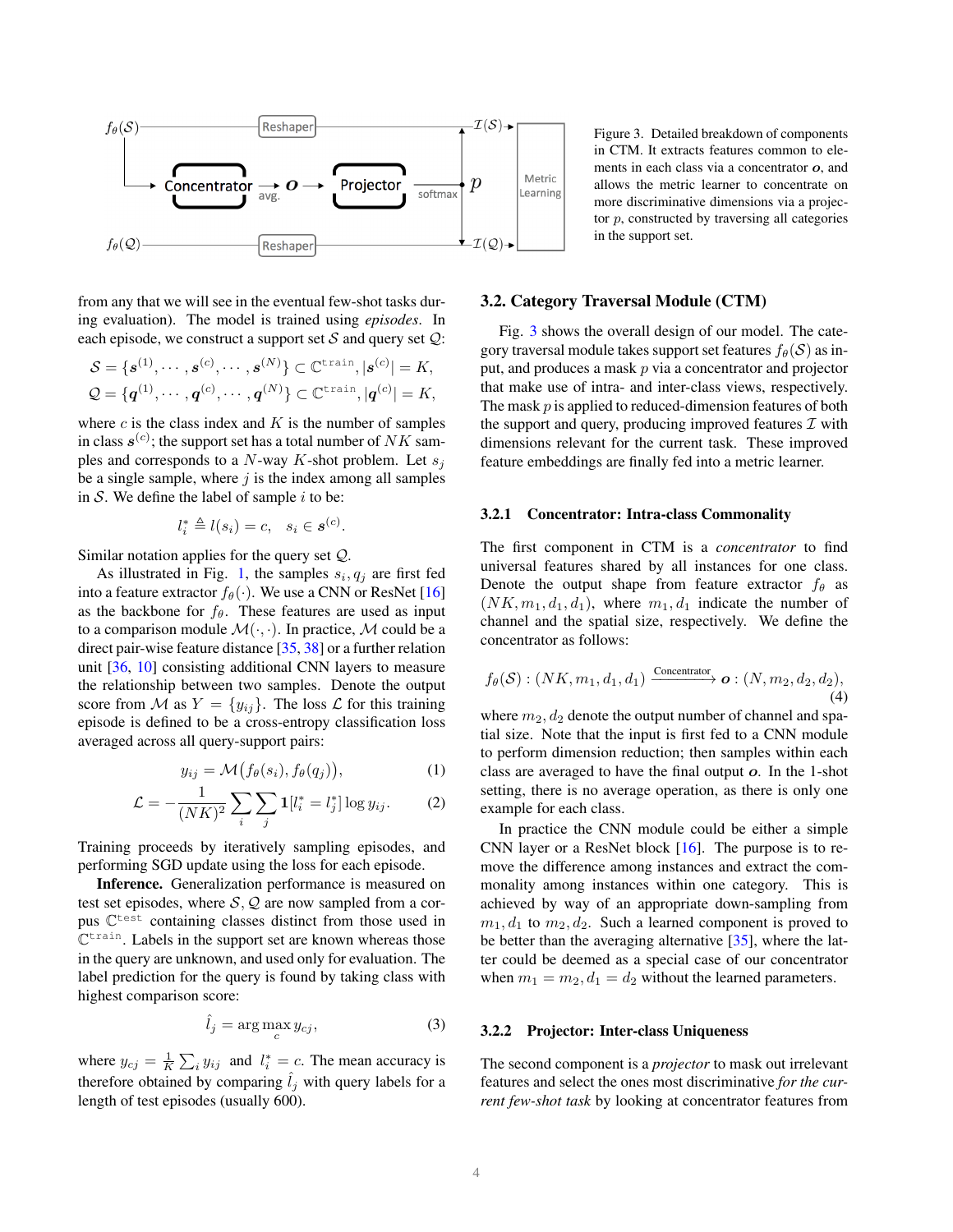Figure 3. Detailed breakdown of components in CTM. It extracts features common to elements in each class via a concentrator $\boldsymbol{o}$, and allows the metric learner to concentrate on more discriminative dimensions via a projector $p$, constructed by traversing all categories in the support set.

from any that we will see in the eventual few-shot tasks during evaluation). The model is trained using *episodes*. In each episode, we construct a support set $\mathcal{S}$ and query set $\mathcal{Q}$:

$$\mathcal{S} = \{\boldsymbol{s}^{(1)}, \cdots, \boldsymbol{s}^{(c)}, \cdots, \boldsymbol{s}^{(N)}\} \subset \mathbb{C}^{\texttt{train}}, |\boldsymbol{s}^{(c)}| = K,$$
$$\mathcal{Q} = \{\boldsymbol{q}^{(1)}, \cdots, \boldsymbol{q}^{(c)}, \cdots, \boldsymbol{q}^{(N)}\} \subset \mathbb{C}^{\texttt{train}}, |\boldsymbol{q}^{(c)}| = K,$$

where $c$ is the class index and $K$ is the number of samples in class $\boldsymbol{s}^{(c)}$; the support set has a total number of $NK$ samples and corresponds to a $N$-way $K$-shot problem. Let $s_j$ be a single sample, where $j$ is the index among all samples in $\mathcal{S}$. We define the label of sample $i$ to be:

$$l_i^* \triangleq l(s_i) = c, \quad s_i \in \boldsymbol{s}^{(c)}.$$

Similar notation applies for the query set $\mathcal{Q}$.

As illustrated in Fig. 1, the samples $s_i, q_j$ are first fed into a feature extractor $f_\theta(\cdot)$. We use a CNN or ResNet [16] as the backbone for $f_\theta$. These features are used as input to a comparison module $\mathcal{M}(\cdot,\cdot)$. In practice, $\mathcal{M}$ could be a direct pair-wise feature distance [35, 38] or a further relation unit [36, 10] consisting additional CNN layers to measure the relationship between two samples. Denote the output score from $\mathcal{M}$ as $Y = \{y_{ij}\}$. The loss $\mathcal{L}$ for this training episode is defined to be a cross-entropy classification loss averaged across all query-support pairs:

$$y_{ij} = \mathcal{M}\big(f_\theta(s_i), f_\theta(q_j)\big), \tag{1}$$

$$\mathcal{L} = -\frac{1}{(NK)^2} \sum_i \sum_j \mathbf{1}[l_i^* = l_j^*] \log y_{ij}. \tag{2}$$

Training proceeds by iteratively sampling episodes, and performing SGD update using the loss for each episode.

**Inference.** Generalization performance is measured on test set episodes, where $\mathcal{S}, \mathcal{Q}$ are now sampled from a corpus $\mathbb{C}^{\texttt{test}}$ containing classes distinct from those used in $\mathbb{C}^{\texttt{train}}$. Labels in the support set are known whereas those in the query are unknown, and used only for evaluation. The label prediction for the query is found by taking class with highest comparison score:

$$\hat{l}_j = \arg\max_c y_{cj}, \tag{3}$$

where $y_{cj} = \frac{1}{K}\sum_i y_{ij}$ and $l_i^* = c$. The mean accuracy is therefore obtained by comparing $\hat{l}_j$ with query labels for a length of test episodes (usually 600).

### 3.2. Category Traversal Module (CTM)

Fig. 3 shows the overall design of our model. The category traversal module takes support set features $f_\theta(\mathcal{S})$ as input, and produces a mask $p$ via a concentrator and projector that make use of intra- and inter-class views, respectively. The mask $p$ is applied to reduced-dimension features of both the support and query, producing improved features $\mathcal{I}$ with dimensions relevant for the current task. These improved feature embeddings are finally fed into a metric learner.

#### 3.2.1 Concentrator: Intra-class Commonality

The first component in CTM is a *concentrator* to find universal features shared by all instances for one class. Denote the output shape from feature extractor $f_\theta$ as $(NK, m_1, d_1, d_1)$, where $m_1, d_1$ indicate the number of channel and the spatial size, respectively. We define the concentrator as follows:

$$f_\theta(\mathcal{S}) : (NK, m_1, d_1, d_1) \xrightarrow{\text{Concentrator}} \boldsymbol{o} : (N, m_2, d_2, d_2), \tag{4}$$

where $m_2, d_2$ denote the output number of channel and spatial size. Note that the input is first fed to a CNN module to perform dimension reduction; then samples within each class are averaged to have the final output $\boldsymbol{o}$. In the 1-shot setting, there is no average operation, as there is only one example for each class.

In practice the CNN module could be either a simple CNN layer or a ResNet block [16]. The purpose is to remove the difference among instances and extract the commonality among instances within one category. This is achieved by way of an appropriate down-sampling from $m_1, d_1$ to $m_2, d_2$. Such a learned component is proved to be better than the averaging alternative [35], where the latter could be deemed as a special case of our concentrator when $m_1 = m_2, d_1 = d_2$ without the learned parameters.

#### 3.2.2 Projector: Inter-class Uniqueness

The second component is a *projector* to mask out irrelevant features and select the ones most discriminative *for the current few-shot task* by looking at concentrator features from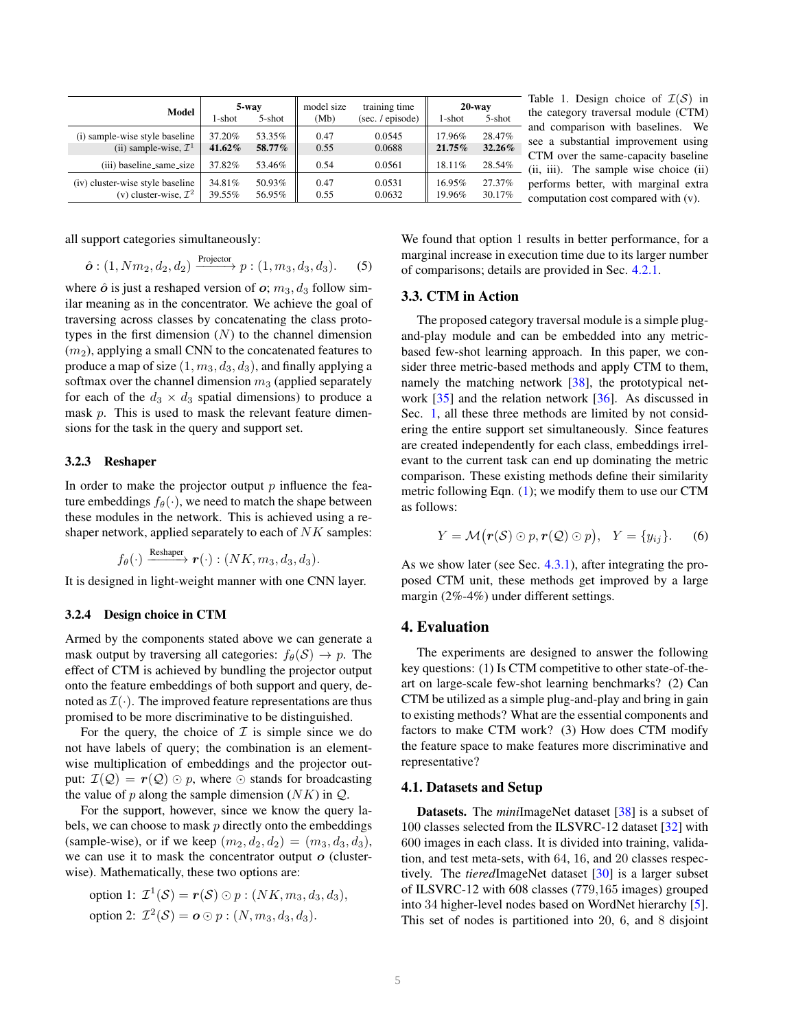| Model | 5-way | | model size | training time | 20-way | |
|---|---|---|---|---|---|---|
| | 1-shot | 5-shot | (Mb) | (sec. / episode) | 1-shot | 5-shot |
| (i) sample-wise style baseline | 37.20% | 53.35% | 0.47 | 0.0545 | 17.96% | 28.47% |
| (ii) sample-wise, $\mathcal{I}^1$ | **41.62%** | **58.77%** | 0.55 | 0.0688 | **21.75%** | **32.26%** |
| (iii) baseline_same_size | 37.82% | 53.46% | 0.54 | 0.0561 | 18.11% | 28.54% |
| (iv) cluster-wise style baseline | 34.81% | 50.93% | 0.47 | 0.0531 | 16.95% | 27.37% |
| (v) cluster-wise, $\mathcal{I}^2$ | 39.55% | 56.95% | 0.55 | 0.0632 | 19.96% | 30.17% |

Table 1. Design choice of $\mathcal{I}(\mathcal{S})$ in the category traversal module (CTM) and comparison with baselines. We see a substantial improvement using CTM over the same-capacity baseline (ii, iii). The sample wise choice (ii) performs better, with marginal extra computation cost compared with (v).

all support categories simultaneously:

$$\hat{\boldsymbol{o}} : (1, Nm_2, d_2, d_2) \xrightarrow{\text{Projector}} p : (1, m_3, d_3, d_3). \quad (5)$$

where $\hat{\boldsymbol{o}}$ is just a reshaped version of $\boldsymbol{o}$; $m_3, d_3$ follow similar meaning as in the concentrator. We achieve the goal of traversing across classes by concatenating the class prototypes in the first dimension ($N$) to the channel dimension ($m_2$), applying a small CNN to the concatenated features to produce a map of size $(1, m_3, d_3, d_3)$, and finally applying a softmax over the channel dimension $m_3$ (applied separately for each of the $d_3 \times d_3$ spatial dimensions) to produce a mask $p$. This is used to mask the relevant feature dimensions for the task in the query and support set.

### 3.2.3 Reshaper

In order to make the projector output $p$ influence the feature embeddings $f_\theta(\cdot)$, we need to match the shape between these modules in the network. This is achieved using a reshaper network, applied separately to each of $NK$ samples:

$$f_\theta(\cdot) \xrightarrow{\text{Reshaper}} \boldsymbol{r}(\cdot) : (NK, m_3, d_3, d_3).$$

It is designed in light-weight manner with one CNN layer.

### 3.2.4 Design choice in CTM

Armed by the components stated above we can generate a mask output by traversing all categories: $f_\theta(\mathcal{S}) \rightarrow p$. The effect of CTM is achieved by bundling the projector output onto the feature embeddings of both support and query, denoted as $\mathcal{I}(\cdot)$. The improved feature representations are thus promised to be more discriminative to be distinguished.

For the query, the choice of $\mathcal{I}$ is simple since we do not have labels of query; the combination is an element-wise multiplication of embeddings and the projector output: $\mathcal{I}(\mathcal{Q}) = \boldsymbol{r}(\mathcal{Q}) \odot p$, where $\odot$ stands for broadcasting the value of $p$ along the sample dimension ($NK$) in $\mathcal{Q}$.

For the support, however, since we know the query labels, we can choose to mask $p$ directly onto the embeddings (sample-wise), or if we keep $(m_2, d_2, d_2) = (m_3, d_3, d_3)$, we can use it to mask the concentrator output $\boldsymbol{o}$ (cluster-wise). Mathematically, these two options are:

$$\text{option 1: } \mathcal{I}^1(\mathcal{S}) = \boldsymbol{r}(\mathcal{S}) \odot p : (NK, m_3, d_3, d_3),$$
$$\text{option 2: } \mathcal{I}^2(\mathcal{S}) = \boldsymbol{o} \odot p : (N, m_3, d_3, d_3).$$

We found that option 1 results in better performance, for a marginal increase in execution time due to its larger number of comparisons; details are provided in Sec. 4.2.1.

## 3.3. CTM in Action

The proposed category traversal module is a simple plug-and-play module and can be embedded into any metric-based few-shot learning approach. In this paper, we consider three metric-based methods and apply CTM to them, namely the matching network [38], the prototypical network [35] and the relation network [36]. As discussed in Sec. 1, all these three methods are limited by not considering the entire support set simultaneously. Since features are created independently for each class, embeddings irrelevant to the current task can end up dominating the metric comparison. These existing methods define their similarity metric following Eqn. (1); we modify them to use our CTM as follows:

$$Y = \mathcal{M}\big(\boldsymbol{r}(\mathcal{S}) \odot p, \boldsymbol{r}(\mathcal{Q}) \odot p\big), \quad Y = \{y_{ij}\}. \quad (6)$$

As we show later (see Sec. 4.3.1), after integrating the proposed CTM unit, these methods get improved by a large margin (2%-4%) under different settings.

# 4. Evaluation

The experiments are designed to answer the following key questions: (1) Is CTM competitive to other state-of-the-art on large-scale few-shot learning benchmarks? (2) Can CTM be utilized as a simple plug-and-play and bring in gain to existing methods? What are the essential components and factors to make CTM work? (3) How does CTM modify the feature space to make features more discriminative and representative?

## 4.1. Datasets and Setup

**Datasets.** The *mini*ImageNet dataset [38] is a subset of 100 classes selected from the ILSVRC-12 dataset [32] with 600 images in each class. It is divided into training, validation, and test meta-sets, with 64, 16, and 20 classes respectively. The *tiered*ImageNet dataset [30] is a larger subset of ILSVRC-12 with 608 classes (779,165 images) grouped into 34 higher-level nodes based on WordNet hierarchy [5]. This set of nodes is partitioned into 20, 6, and 8 disjoint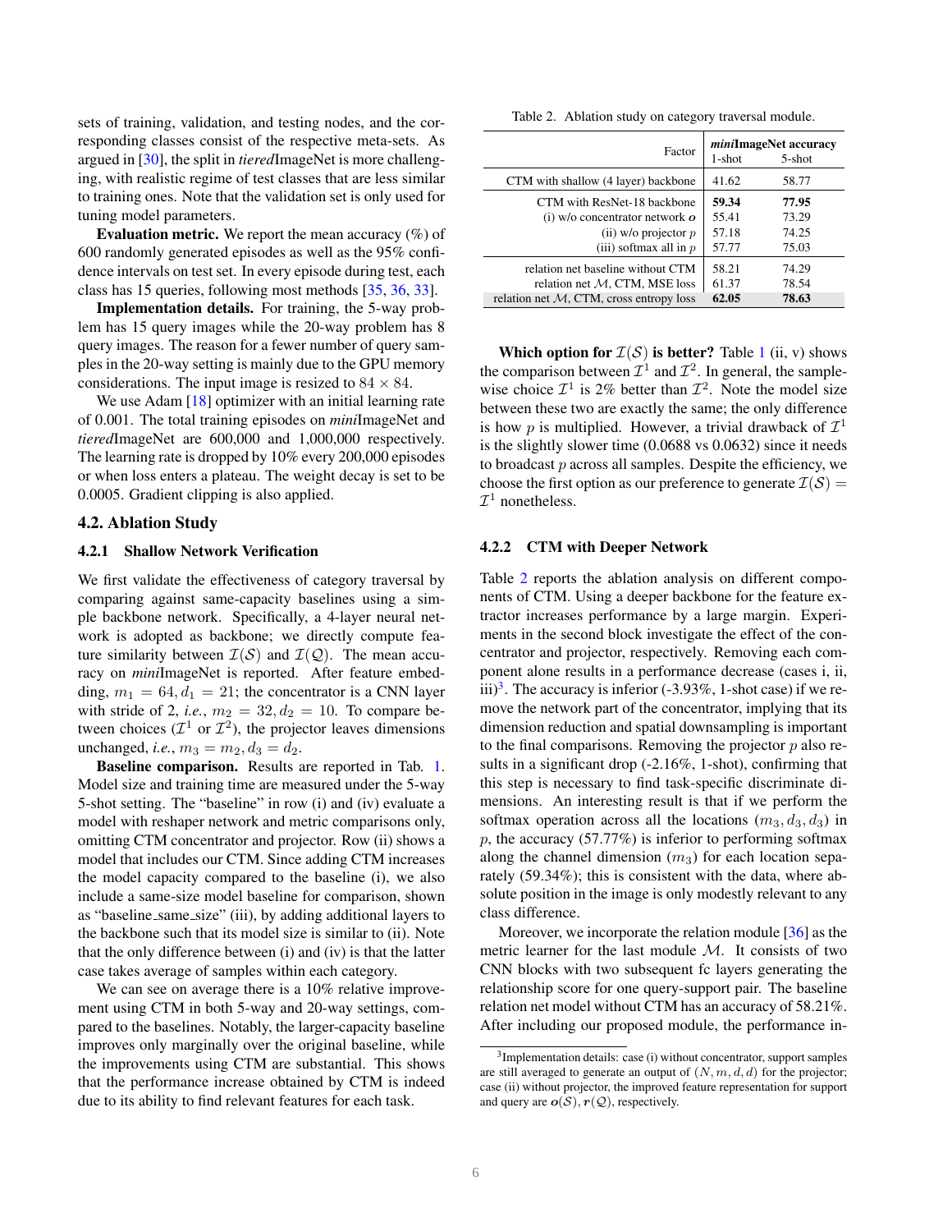sets of training, validation, and testing nodes, and the corresponding classes consist of the respective meta-sets. As argued in [30], the split in *tiered*ImageNet is more challenging, with realistic regime of test classes that are less similar to training ones. Note that the validation set is only used for tuning model parameters.

**Evaluation metric.** We report the mean accuracy (%) of 600 randomly generated episodes as well as the 95% confidence intervals on test set. In every episode during test, each class has 15 queries, following most methods [35, 36, 33].

**Implementation details.** For training, the 5-way problem has 15 query images while the 20-way problem has 8 query images. The reason for a fewer number of query samples in the 20-way setting is mainly due to the GPU memory considerations. The input image is resized to $84 \times 84$.

We use Adam [18] optimizer with an initial learning rate of 0.001. The total training episodes on *mini*ImageNet and *tiered*ImageNet are 600,000 and 1,000,000 respectively. The learning rate is dropped by 10% every 200,000 episodes or when loss enters a plateau. The weight decay is set to be 0.0005. Gradient clipping is also applied.

## 4.2. Ablation Study

### 4.2.1 Shallow Network Verification

We first validate the effectiveness of category traversal by comparing against same-capacity baselines using a simple backbone network. Specifically, a 4-layer neural network is adopted as backbone; we directly compute feature similarity between $\mathcal{I}(\mathcal{S})$ and $\mathcal{I}(\mathcal{Q})$. The mean accuracy on *mini*ImageNet is reported. After feature embedding, $m_1 = 64, d_1 = 21$; the concentrator is a CNN layer with stride of 2, *i.e.*, $m_2 = 32, d_2 = 10$. To compare between choices ($\mathcal{I}^1$ or $\mathcal{I}^2$), the projector leaves dimensions unchanged, *i.e.*, $m_3 = m_2, d_3 = d_2$.

**Baseline comparison.** Results are reported in Tab. 1. Model size and training time are measured under the 5-way 5-shot setting. The "baseline" in row (i) and (iv) evaluate a model with reshaper network and metric comparisons only, omitting CTM concentrator and projector. Row (ii) shows a model that includes our CTM. Since adding CTM increases the model capacity compared to the baseline (i), we also include a same-size model baseline for comparison, shown as "baseline_same_size" (iii), by adding additional layers to the backbone such that its model size is similar to (ii). Note that the only difference between (i) and (iv) is that the latter case takes average of samples within each category.

We can see on average there is a 10% relative improvement using CTM in both 5-way and 20-way settings, compared to the baselines. Notably, the larger-capacity baseline improves only marginally over the original baseline, while the improvements using CTM are substantial. This shows that the performance increase obtained by CTM is indeed due to its ability to find relevant features for each task.

Table 2. Ablation study on category traversal module.

| Factor | *mini*ImageNet accuracy 1-shot | 5-shot |
|---|---|---|
| CTM with shallow (4 layer) backbone | 41.62 | 58.77 |
| CTM with ResNet-18 backbone | **59.34** | **77.95** |
| (i) w/o concentrator network $\boldsymbol{o}$ | 55.41 | 73.29 |
| (ii) w/o projector $p$ | 57.18 | 74.25 |
| (iii) softmax all in $p$ | 57.77 | 75.03 |
| relation net baseline without CTM | 58.21 | 74.29 |
| relation net $\mathcal{M}$, CTM, MSE loss | 61.37 | 78.54 |
| relation net $\mathcal{M}$, CTM, cross entropy loss | **62.05** | **78.63** |

**Which option for $\mathcal{I}(\mathcal{S})$ is better?** Table 1 (ii, v) shows the comparison between $\mathcal{I}^1$ and $\mathcal{I}^2$. In general, the sample-wise choice $\mathcal{I}^1$ is 2% better than $\mathcal{I}^2$. Note the model size between these two are exactly the same; the only difference is how $p$ is multiplied. However, a trivial drawback of $\mathcal{I}^1$ is the slightly slower time (0.0688 vs 0.0632) since it needs to broadcast $p$ across all samples. Despite the efficiency, we choose the first option as our preference to generate $\mathcal{I}(\mathcal{S}) = \mathcal{I}^1$ nonetheless.

### 4.2.2 CTM with Deeper Network

Table 2 reports the ablation analysis on different components of CTM. Using a deeper backbone for the feature extractor increases performance by a large margin. Experiments in the second block investigate the effect of the concentrator and projector, respectively. Removing each component alone results in a performance decrease (cases i, ii, iii)[3]. The accuracy is inferior (-3.93%, 1-shot case) if we remove the network part of the concentrator, implying that its dimension reduction and spatial downsampling is important to the final comparisons. Removing the projector $p$ also results in a significant drop (-2.16%, 1-shot), confirming that this step is necessary to find task-specific discriminate dimensions. An interesting result is that if we perform the softmax operation across all the locations $(m_3, d_3, d_3)$ in $p$, the accuracy (57.77%) is inferior to performing softmax along the channel dimension ($m_3$) for each location separately (59.34%); this is consistent with the data, where absolute position in the image is only modestly relevant to any class difference.

Moreover, we incorporate the relation module [36] as the metric learner for the last module $\mathcal{M}$. It consists of two CNN blocks with two subsequent fc layers generating the relationship score for one query-support pair. The baseline relation net model without CTM has an accuracy of 58.21%. After including our proposed module, the performance in-

[3] Implementation details: case (i) without concentrator, support samples are still averaged to generate an output of $(N, m, d, d)$ for the projector; case (ii) without projector, the improved feature representation for support and query are $\boldsymbol{o}(\mathcal{S})$, $\boldsymbol{r}(\mathcal{Q})$, respectively.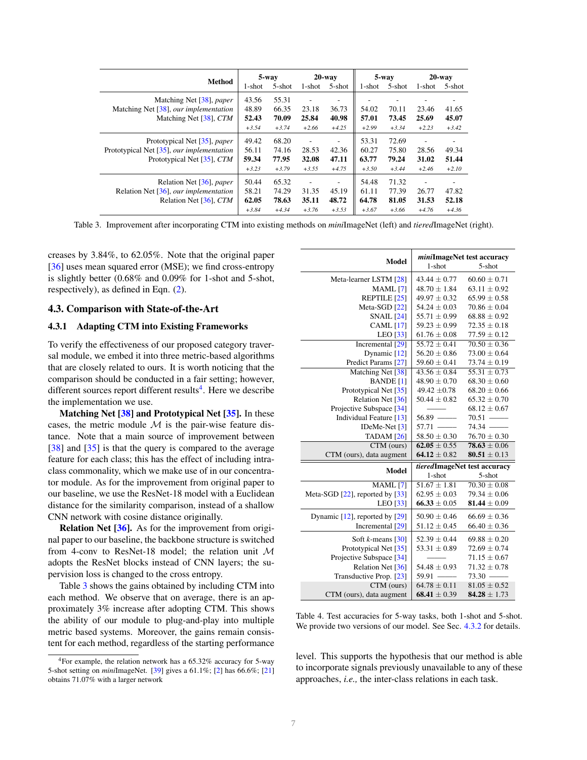| Method | *mini*ImageNet 5-way 1-shot | *mini*ImageNet 5-way 5-shot | *mini*ImageNet 20-way 1-shot | *mini*ImageNet 20-way 5-shot | *tiered*ImageNet 5-way 1-shot | *tiered*ImageNet 5-way 5-shot | *tiered*ImageNet 20-way 1-shot | *tiered*ImageNet 20-way 5-shot |
|---|---|---|---|---|---|---|---|---|
| Matching Net [38], *paper* | 43.56 | 55.31 | - | - | - | - | - | - |
| Matching Net [38], *our implementation* | 48.89 | 66.35 | 23.18 | 36.73 | 54.02 | 70.11 | 23.46 | 41.65 |
| Matching Net [38], *CTM* | **52.43** | **70.09** | **25.84** | **40.98** | **57.01** | **73.45** | **25.69** | **45.07** |
| | *+3.54* | *+3.74* | *+2.66* | *+4.25* | *+2.99* | *+3.34* | *+2.23* | *+3.42* |
| Prototypical Net [35], *paper* | 49.42 | 68.20 | - | - | 53.31 | 72.69 | - | - |
| Prototypical Net [35], *our implementation* | 56.11 | 74.16 | 28.53 | 42.36 | 60.27 | 75.80 | 28.56 | 49.34 |
| Prototypical Net [35], *CTM* | **59.34** | **77.95** | **32.08** | **47.11** | **63.77** | **79.24** | **31.02** | **51.44** |
| | *+3.23* | *+3.79* | *+3.55* | *+4.75* | *+3.50* | *+3.44* | *+2.46* | *+2.10* |
| Relation Net [36], *paper* | 50.44 | 65.32 | - | - | 54.48 | 71.32 | - | - |
| Relation Net [36], *our implementation* | 58.21 | 74.29 | 31.35 | 45.19 | 61.11 | 77.39 | 26.77 | 47.82 |
| Relation Net [36], *CTM* | **62.05** | **78.63** | **35.11** | **48.72** | **64.78** | **81.05** | **31.53** | **52.18** |
| | *+3.84* | *+4.34* | *+3.76* | *+3.53* | *+3.67* | *+3.66* | *+4.76* | *+4.36* |

Table 3. Improvement after incorporating CTM into existing methods on *mini*ImageNet (left) and *tiered*ImageNet (right).

creases by 3.84%, to 62.05%. Note that the original paper [36] uses mean squared error (MSE); we find cross-entropy is slightly better (0.68% and 0.09% for 1-shot and 5-shot, respectively), as defined in Eqn. (2).

## 4.3. Comparison with State-of-the-Art

### 4.3.1 Adapting CTM into Existing Frameworks

To verify the effectiveness of our proposed category traversal module, we embed it into three metric-based algorithms that are closely related to ours. It is worth noticing that the comparison should be conducted in a fair setting; however, different sources report different results[4]. Here we describe the implementation we use.

**Matching Net [38] and Prototypical Net [35].** In these cases, the metric module $\mathcal{M}$ is the pair-wise feature distance. Note that a main source of improvement between [38] and [35] is that the query is compared to the average feature for each class; this has the effect of including intra-class commonality, which we make use of in our concentrator module. As for the improvement from original paper to our baseline, we use the ResNet-18 model with a Euclidean distance for the similarity comparison, instead of a shallow CNN network with cosine distance originally.

**Relation Net [36].** As for the improvement from original paper to our baseline, the backbone structure is switched from 4-conv to ResNet-18 model; the relation unit $\mathcal{M}$ adopts the ResNet blocks instead of CNN layers; the supervision loss is changed to the cross entropy.

Table 3 shows the gains obtained by including CTM into each method. We observe that on average, there is an approximately 3% increase after adopting CTM. This shows the ability of our module to plug-and-play into multiple metric based systems. Moreover, the gains remain consistent for each method, regardless of the starting performance level. This supports the hypothesis that our method is able to incorporate signals previously unavailable to any of these approaches, *i.e.,* the inter-class relations in each task.

[4] For example, the relation network has a 65.32% accuracy for 5-way 5-shot setting on *mini*ImageNet. [39] gives a 61.1%; [2] has 66.6%; [21] obtains 71.07% with a larger network

| Model | *mini*ImageNet test accuracy 1-shot | 5-shot |
|---|---|---|
| Meta-learner LSTM [28] | 43.44 ± 0.77 | 60.60 ± 0.71 |
| MAML [7] | 48.70 ± 1.84 | 63.11 ± 0.92 |
| REPTILE [25] | 49.97 ± 0.32 | 65.99 ± 0.58 |
| Meta-SGD [22] | 54.24 ± 0.03 | 70.86 ± 0.04 |
| SNAIL [24] | 55.71 ± 0.99 | 68.88 ± 0.92 |
| CAML [17] | 59.23 ± 0.99 | 72.35 ± 0.18 |
| LEO [33] | 61.76 ± 0.08 | 77.59 ± 0.12 |
| Incremental [29] | 55.72 ± 0.41 | 70.50 ± 0.36 |
| Dynamic [12] | 56.20 ± 0.86 | 73.00 ± 0.64 |
| Predict Params [27] | 59.60 ± 0.41 | 73.74 ± 0.19 |
| Matching Net [38] | 43.56 ± 0.84 | 55.31 ± 0.73 |
| BANDE [1] | 48.90 ± 0.70 | 68.30 ± 0.60 |
| Prototypical Net [35] | 49.42 ± 0.78 | 68.20 ± 0.66 |
| Relation Net [36] | 50.44 ± 0.82 | 65.32 ± 0.70 |
| Projective Subspace [34] | —— | 68.12 ± 0.67 |
| Individual Feature [13] | 56.89 —— | 70.51 —— |
| IDeMe-Net [3] | 57.71 —— | 74.34 —— |
| TADAM [26] | 58.50 ± 0.30 | 76.70 ± 0.30 |
| CTM (ours) | **62.05** ± 0.55 | **78.63** ± 0.06 |
| CTM (ours), data augment | **64.12** ± 0.82 | **80.51** ± 0.13 |
| **Model** | ***tiered*ImageNet test accuracy 1-shot** | **5-shot** |
| MAML [7] | 51.67 ± 1.81 | 70.30 ± 0.08 |
| Meta-SGD [22], reported by [33] | 62.95 ± 0.03 | 79.34 ± 0.06 |
| LEO [33] | **66.33** ± 0.05 | **81.44** ± 0.09 |
| Dynamic [12], reported by [29] | 50.90 ± 0.46 | 66.69 ± 0.36 |
| Incremental [29] | 51.12 ± 0.45 | 66.40 ± 0.36 |
| Soft $k$-means [30] | 52.39 ± 0.44 | 69.88 ± 0.20 |
| Prototypical Net [35] | 53.31 ± 0.89 | 72.69 ± 0.74 |
| Projective Subspace [34] | —— | 71.15 ± 0.67 |
| Relation Net [36] | 54.48 ± 0.93 | 71.32 ± 0.78 |
| Transductive Prop. [23] | 59.91 —— | 73.30 —— |
| CTM (ours) | 64.78 ± 0.11 | 81.05 ± 0.52 |
| CTM (ours), data augment | **68.41** ± 0.39 | **84.28** ± 1.73 |

Table 4. Test accuracies for 5-way tasks, both 1-shot and 5-shot. We provide two versions of our model. See Sec. 4.3.2 for details.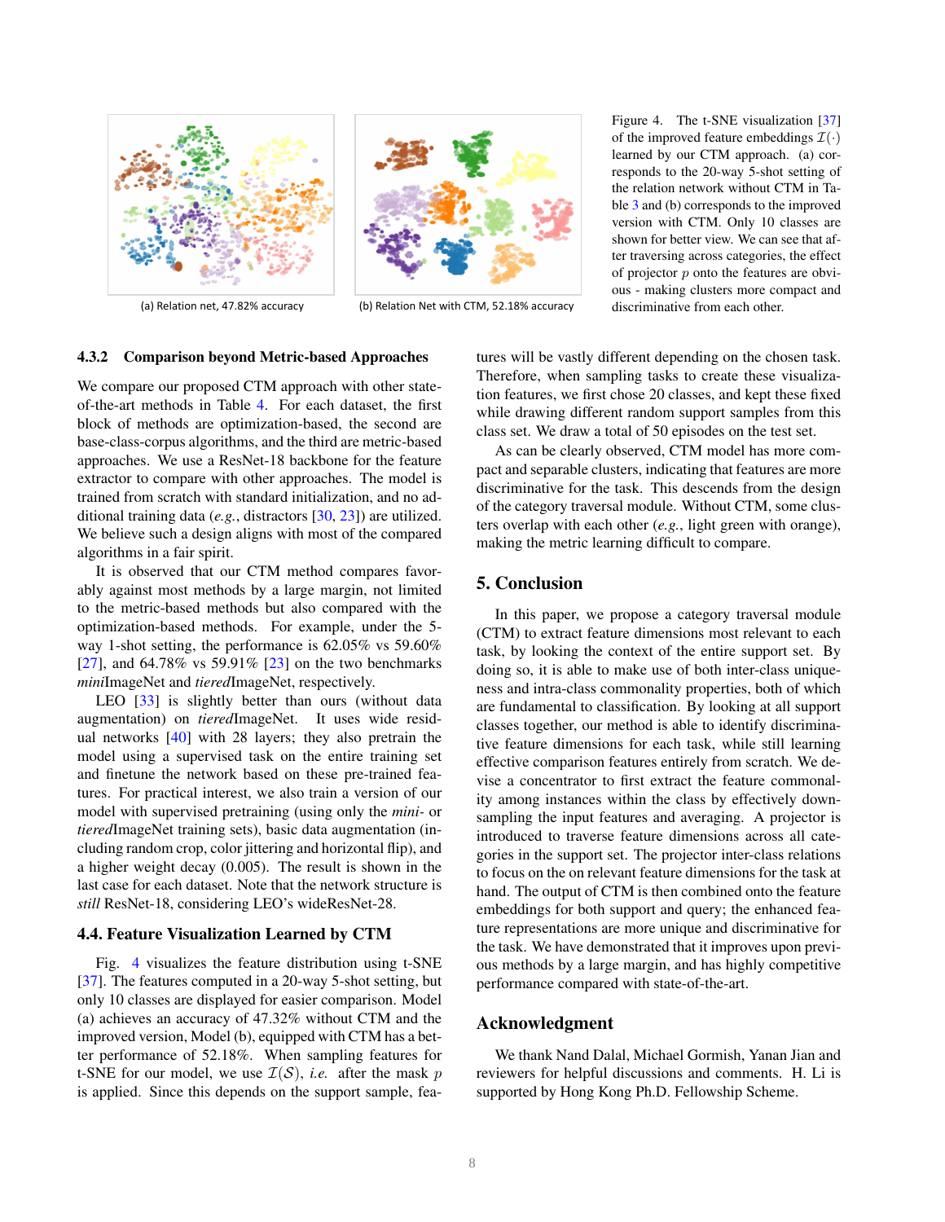(a) Relation net, 47.82% accuracy

(b) Relation Net with CTM, 52.18% accuracy

Figure 4. The t-SNE visualization [37] of the improved feature embeddings $\mathcal{I}(\cdot)$ learned by our CTM approach. (a) corresponds to the 20-way 5-shot setting of the relation network without CTM in Table 3 and (b) corresponds to the improved version with CTM. Only 10 classes are shown for better view. We can see that after traversing across categories, the effect of projector $p$ onto the features are obvious - making clusters more compact and discriminative from each other.

#### 4.3.2 Comparison beyond Metric-based Approaches

We compare our proposed CTM approach with other state-of-the-art methods in Table 4. For each dataset, the first block of methods are optimization-based, the second are base-class-corpus algorithms, and the third are metric-based approaches. We use a ResNet-18 backbone for the feature extractor to compare with other approaches. The model is trained from scratch with standard initialization, and no additional training data (*e.g.*, distractors [30, 23]) are utilized. We believe such a design aligns with most of the compared algorithms in a fair spirit.

It is observed that our CTM method compares favorably against most methods by a large margin, not limited to the metric-based methods but also compared with the optimization-based methods. For example, under the 5-way 1-shot setting, the performance is 62.05% vs 59.60% [27], and 64.78% vs 59.91% [23] on the two benchmarks *mini*ImageNet and *tiered*ImageNet, respectively.

LEO [33] is slightly better than ours (without data augmentation) on *tiered*ImageNet. It uses wide residual networks [40] with 28 layers; they also pretrain the model using a supervised task on the entire training set and finetune the network based on these pre-trained features. For practical interest, we also train a version of our model with supervised pretraining (using only the *mini*- or *tiered*ImageNet training sets), basic data augmentation (including random crop, color jittering and horizontal flip), and a higher weight decay (0.005). The result is shown in the last case for each dataset. Note that the network structure is *still* ResNet-18, considering LEO's wideResNet-28.

### 4.4. Feature Visualization Learned by CTM

Fig. 4 visualizes the feature distribution using t-SNE [37]. The features computed in a 20-way 5-shot setting, but only 10 classes are displayed for easier comparison. Model (a) achieves an accuracy of 47.32% without CTM and the improved version, Model (b), equipped with CTM has a better performance of 52.18%. When sampling features for t-SNE for our model, we use $\mathcal{I}(\mathcal{S})$, *i.e.* after the mask $p$ is applied. Since this depends on the support sample, features will be vastly different depending on the chosen task. Therefore, when sampling tasks to create these visualization features, we first chose 20 classes, and kept these fixed while drawing different random support samples from this class set. We draw a total of 50 episodes on the test set.

As can be clearly observed, CTM model has more compact and separable clusters, indicating that features are more discriminative for the task. This descends from the design of the category traversal module. Without CTM, some clusters overlap with each other (*e.g.*, light green with orange), making the metric learning difficult to compare.

## 5. Conclusion

In this paper, we propose a category traversal module (CTM) to extract feature dimensions most relevant to each task, by looking the context of the entire support set. By doing so, it is able to make use of both inter-class uniqueness and intra-class commonality properties, both of which are fundamental to classification. By looking at all support classes together, our method is able to identify discriminative feature dimensions for each task, while still learning effective comparison features entirely from scratch. We devise a concentrator to first extract the feature commonality among instances within the class by effectively down-sampling the input features and averaging. A projector is introduced to traverse feature dimensions across all categories in the support set. The projector inter-class relations to focus on the on relevant feature dimensions for the task at hand. The output of CTM is then combined onto the feature embeddings for both support and query; the enhanced feature representations are more unique and discriminative for the task. We have demonstrated that it improves upon previous methods by a large margin, and has highly competitive performance compared with state-of-the-art.

## Acknowledgment

We thank Nand Dalal, Michael Gormish, Yanan Jian and reviewers for helpful discussions and comments. H. Li is supported by Hong Kong Ph.D. Fellowship Scheme.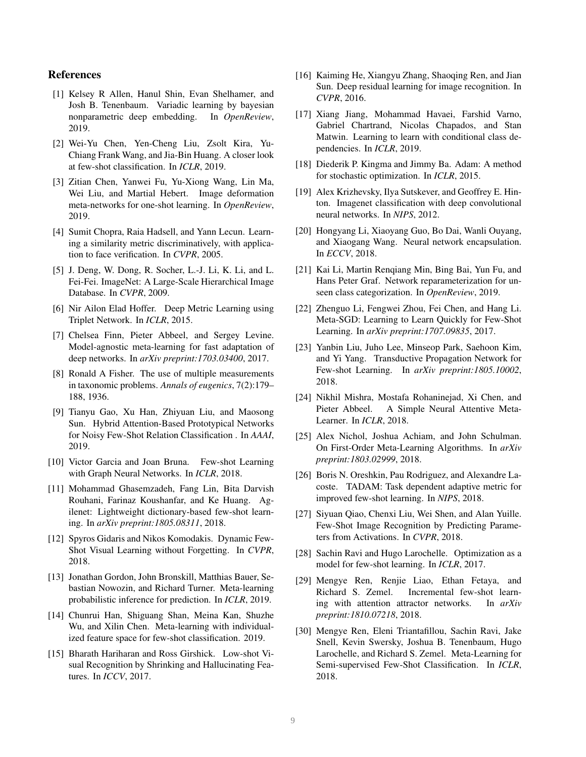## References

[1] Kelsey R Allen, Hanul Shin, Evan Shelhamer, and Josh B. Tenenbaum. Variadic learning by bayesian nonparametric deep embedding. In *OpenReview*, 2019.

[2] Wei-Yu Chen, Yen-Cheng Liu, Zsolt Kira, Yu-Chiang Frank Wang, and Jia-Bin Huang. A closer look at few-shot classification. In *ICLR*, 2019.

[3] Zitian Chen, Yanwei Fu, Yu-Xiong Wang, Lin Ma, Wei Liu, and Martial Hebert. Image deformation meta-networks for one-shot learning. In *OpenReview*, 2019.

[4] Sumit Chopra, Raia Hadsell, and Yann Lecun. Learning a similarity metric discriminatively, with application to face verification. In *CVPR*, 2005.

[5] J. Deng, W. Dong, R. Socher, L.-J. Li, K. Li, and L. Fei-Fei. ImageNet: A Large-Scale Hierarchical Image Database. In *CVPR*, 2009.

[6] Nir Ailon Elad Hoffer. Deep Metric Learning using Triplet Network. In *ICLR*, 2015.

[7] Chelsea Finn, Pieter Abbeel, and Sergey Levine. Model-agnostic meta-learning for fast adaptation of deep networks. In *arXiv preprint:1703.03400*, 2017.

[8] Ronald A Fisher. The use of multiple measurements in taxonomic problems. *Annals of eugenics*, 7(2):179–188, 1936.

[9] Tianyu Gao, Xu Han, Zhiyuan Liu, and Maosong Sun. Hybrid Attention-Based Prototypical Networks for Noisy Few-Shot Relation Classification . In *AAAI*, 2019.

[10] Victor Garcia and Joan Bruna. Few-shot Learning with Graph Neural Networks. In *ICLR*, 2018.

[11] Mohammad Ghasemzadeh, Fang Lin, Bita Darvish Rouhani, Farinaz Koushanfar, and Ke Huang. Agilenet: Lightweight dictionary-based few-shot learning. In *arXiv preprint:1805.08311*, 2018.

[12] Spyros Gidaris and Nikos Komodakis. Dynamic Few-Shot Visual Learning without Forgetting. In *CVPR*, 2018.

[13] Jonathan Gordon, John Bronskill, Matthias Bauer, Sebastian Nowozin, and Richard Turner. Meta-learning probabilistic inference for prediction. In *ICLR*, 2019.

[14] Chunrui Han, Shiguang Shan, Meina Kan, Shuzhe Wu, and Xilin Chen. Meta-learning with individualized feature space for few-shot classification. 2019.

[15] Bharath Hariharan and Ross Girshick. Low-shot Visual Recognition by Shrinking and Hallucinating Features. In *ICCV*, 2017.

[16] Kaiming He, Xiangyu Zhang, Shaoqing Ren, and Jian Sun. Deep residual learning for image recognition. In *CVPR*, 2016.

[17] Xiang Jiang, Mohammad Havaei, Farshid Varno, Gabriel Chartrand, Nicolas Chapados, and Stan Matwin. Learning to learn with conditional class dependencies. In *ICLR*, 2019.

[18] Diederik P. Kingma and Jimmy Ba. Adam: A method for stochastic optimization. In *ICLR*, 2015.

[19] Alex Krizhevsky, Ilya Sutskever, and Geoffrey E. Hinton. Imagenet classification with deep convolutional neural networks. In *NIPS*, 2012.

[20] Hongyang Li, Xiaoyang Guo, Bo Dai, Wanli Ouyang, and Xiaogang Wang. Neural network encapsulation. In *ECCV*, 2018.

[21] Kai Li, Martin Renqiang Min, Bing Bai, Yun Fu, and Hans Peter Graf. Network reparameterization for unseen class categorization. In *OpenReview*, 2019.

[22] Zhenguo Li, Fengwei Zhou, Fei Chen, and Hang Li. Meta-SGD: Learning to Learn Quickly for Few-Shot Learning. In *arXiv preprint:1707.09835*, 2017.

[23] Yanbin Liu, Juho Lee, Minseop Park, Saehoon Kim, and Yi Yang. Transductive Propagation Network for Few-shot Learning. In *arXiv preprint:1805.10002*, 2018.

[24] Nikhil Mishra, Mostafa Rohaninejad, Xi Chen, and Pieter Abbeel. A Simple Neural Attentive Meta-Learner. In *ICLR*, 2018.

[25] Alex Nichol, Joshua Achiam, and John Schulman. On First-Order Meta-Learning Algorithms. In *arXiv preprint:1803.02999*, 2018.

[26] Boris N. Oreshkin, Pau Rodriguez, and Alexandre Lacoste. TADAM: Task dependent adaptive metric for improved few-shot learning. In *NIPS*, 2018.

[27] Siyuan Qiao, Chenxi Liu, Wei Shen, and Alan Yuille. Few-Shot Image Recognition by Predicting Parameters from Activations. In *CVPR*, 2018.

[28] Sachin Ravi and Hugo Larochelle. Optimization as a model for few-shot learning. In *ICLR*, 2017.

[29] Mengye Ren, Renjie Liao, Ethan Fetaya, and Richard S. Zemel. Incremental few-shot learning with attention attractor networks. In *arXiv preprint:1810.07218*, 2018.

[30] Mengye Ren, Eleni Triantafillou, Sachin Ravi, Jake Snell, Kevin Swersky, Joshua B. Tenenbaum, Hugo Larochelle, and Richard S. Zemel. Meta-Learning for Semi-supervised Few-Shot Classification. In *ICLR*, 2018.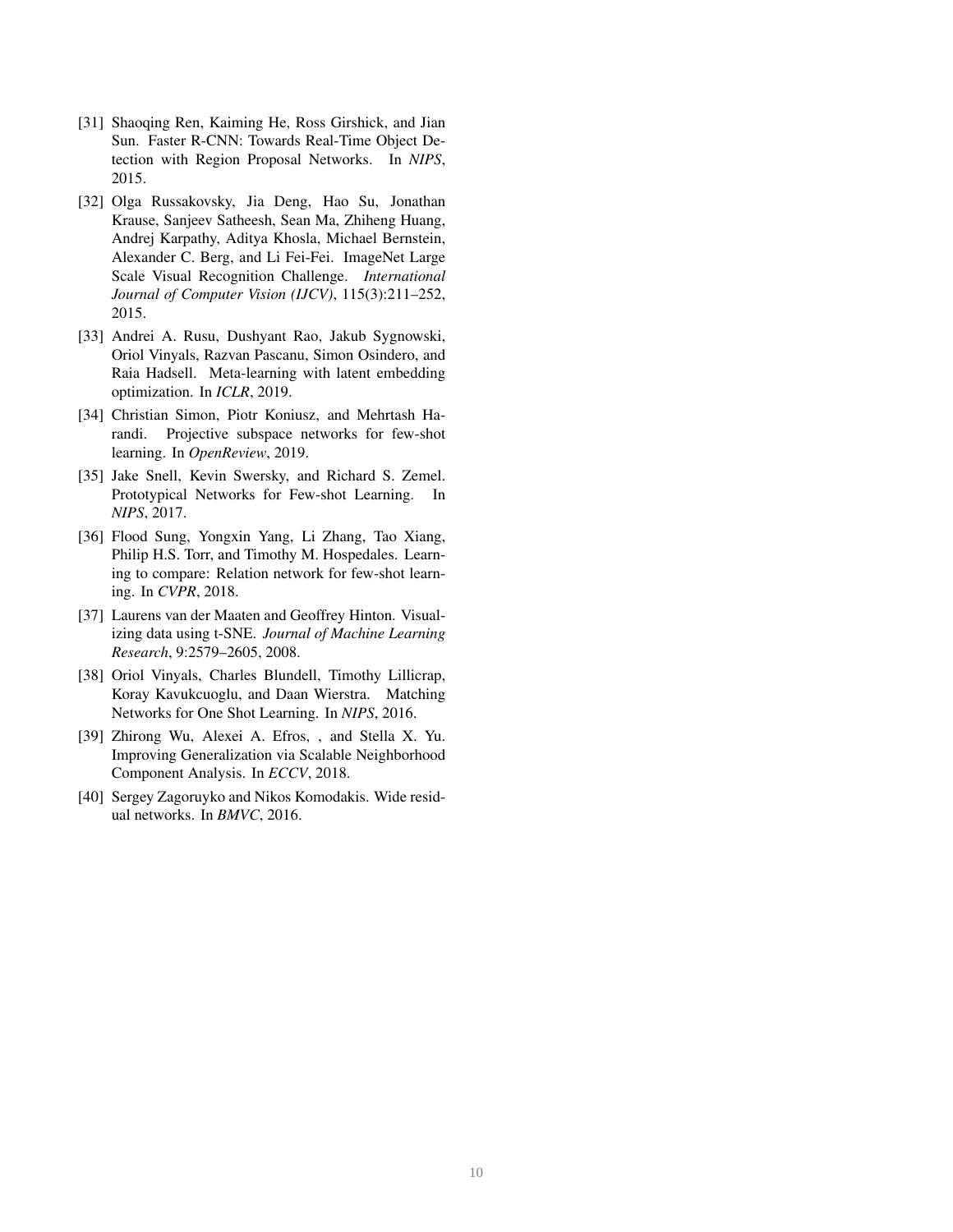[31] Shaoqing Ren, Kaiming He, Ross Girshick, and Jian Sun. Faster R-CNN: Towards Real-Time Object Detection with Region Proposal Networks. In *NIPS*, 2015.

[32] Olga Russakovsky, Jia Deng, Hao Su, Jonathan Krause, Sanjeev Satheesh, Sean Ma, Zhiheng Huang, Andrej Karpathy, Aditya Khosla, Michael Bernstein, Alexander C. Berg, and Li Fei-Fei. ImageNet Large Scale Visual Recognition Challenge. *International Journal of Computer Vision (IJCV)*, 115(3):211–252, 2015.

[33] Andrei A. Rusu, Dushyant Rao, Jakub Sygnowski, Oriol Vinyals, Razvan Pascanu, Simon Osindero, and Raia Hadsell. Meta-learning with latent embedding optimization. In *ICLR*, 2019.

[34] Christian Simon, Piotr Koniusz, and Mehrtash Harandi. Projective subspace networks for few-shot learning. In *OpenReview*, 2019.

[35] Jake Snell, Kevin Swersky, and Richard S. Zemel. Prototypical Networks for Few-shot Learning. In *NIPS*, 2017.

[36] Flood Sung, Yongxin Yang, Li Zhang, Tao Xiang, Philip H.S. Torr, and Timothy M. Hospedales. Learning to compare: Relation network for few-shot learning. In *CVPR*, 2018.

[37] Laurens van der Maaten and Geoffrey Hinton. Visualizing data using t-SNE. *Journal of Machine Learning Research*, 9:2579–2605, 2008.

[38] Oriol Vinyals, Charles Blundell, Timothy Lillicrap, Koray Kavukcuoglu, and Daan Wierstra. Matching Networks for One Shot Learning. In *NIPS*, 2016.

[39] Zhirong Wu, Alexei A. Efros, , and Stella X. Yu. Improving Generalization via Scalable Neighborhood Component Analysis. In *ECCV*, 2018.

[40] Sergey Zagoruyko and Nikos Komodakis. Wide residual networks. In *BMVC*, 2016.